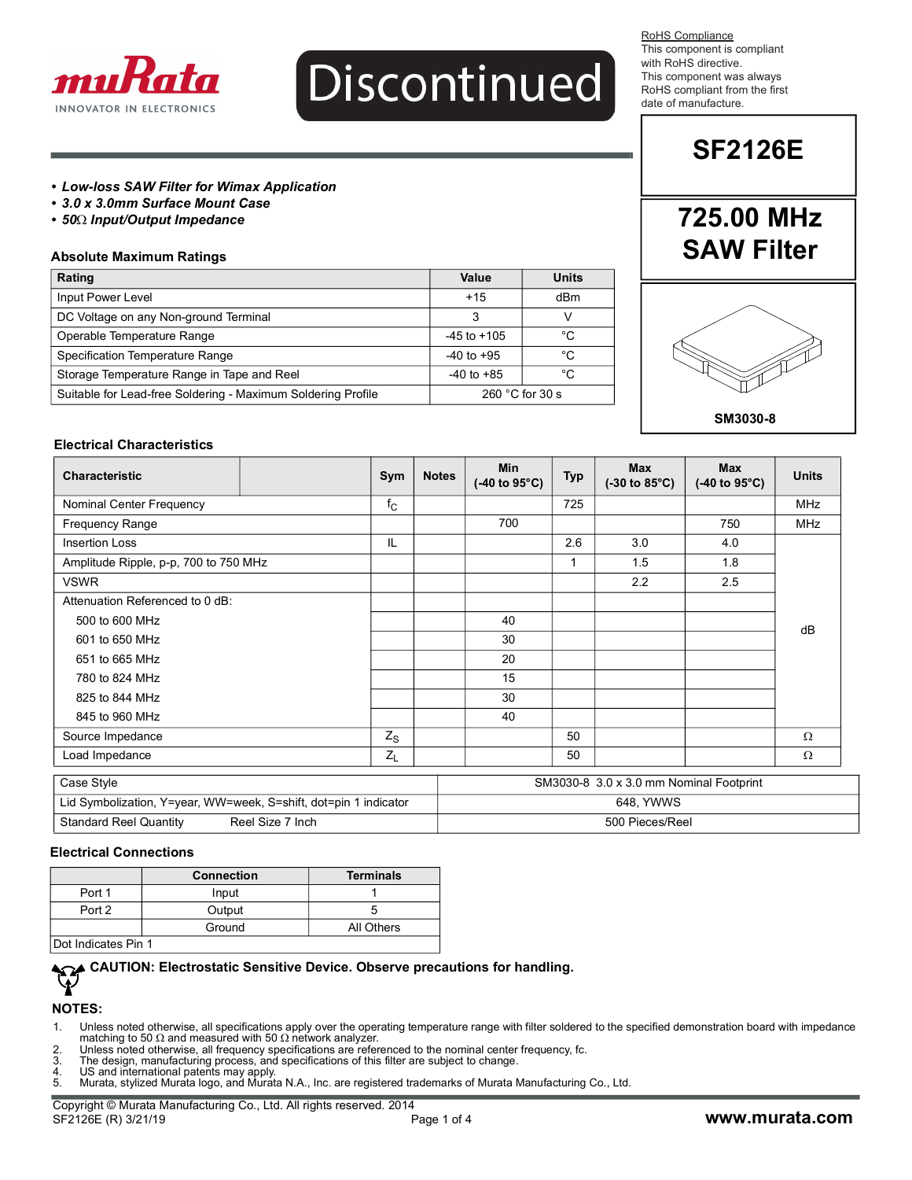Discontinued

RoHS Compliance
This component is compliant with RoHS directive.
This component was always RoHS compliant from the first date of manufacture.

# SF2126E

## 725.00 MHz SAW Filter

SM3030-8

- ***Low-loss SAW Filter for Wimax Application***
- ***3.0 x 3.0mm Surface Mount Case***
- ***50Ω Input/Output Impedance***

### Absolute Maximum Ratings

| Rating | Value | Units |
|---|---|---|
| Input Power Level | +15 | dBm |
| DC Voltage on any Non-ground Terminal | 3 | V |
| Operable Temperature Range | -45 to +105 | °C |
| Specification Temperature Range | -40 to +95 | °C |
| Storage Temperature Range in Tape and Reel | -40 to +85 | °C |
| Suitable for Lead-free Soldering - Maximum Soldering Profile | 260 °C for 30 s | |

### Electrical Characteristics

| Characteristic | Sym | Notes | Min (-40 to 95°C) | Typ | Max (-30 to 85°C) | Max (-40 to 95°C) | Units |
|---|---|---|---|---|---|---|---|
| Nominal Center Frequency | $f_C$ | | | 725 | | | MHz |
| Frequency Range | | | 700 | | | 750 | MHz |
| Insertion Loss | IL | | | 2.6 | 3.0 | 4.0 | dB |
| Amplitude Ripple, p-p, 700 to 750 MHz | | | | 1 | 1.5 | 1.8 | dB |
| VSWR | | | | | 2.2 | 2.5 | dB |
| Attenuation Referenced to 0 dB: | | | | | | | dB |
| 500 to 600 MHz | | | 40 | | | | dB |
| 601 to 650 MHz | | | 30 | | | | dB |
| 651 to 665 MHz | | | 20 | | | | dB |
| 780 to 824 MHz | | | 15 | | | | dB |
| 825 to 844 MHz | | | 30 | | | | dB |
| 845 to 960 MHz | | | 40 | | | | dB |
| Source Impedance | $Z_S$ | | | 50 | | | Ω |
| Load Impedance | $Z_L$ | | | 50 | | | Ω |

| | |
|---|---|
| Case Style | SM3030-8 3.0 x 3.0 mm Nominal Footprint |
| Lid Symbolization, Y=year, WW=week, S=shift, dot=pin 1 indicator | 648, YWWS |
| Standard Reel Quantity — Reel Size 7 Inch | 500 Pieces/Reel |

### Electrical Connections

| | Connection | Terminals |
|---|---|---|
| Port 1 | Input | 1 |
| Port 2 | Output | 5 |
| | Ground | All Others |
| Dot Indicates Pin 1 | | |

**CAUTION: Electrostatic Sensitive Device. Observe precautions for handling.**

### NOTES:

1. Unless noted otherwise, all specifications apply over the operating temperature range with filter soldered to the specified demonstration board with impedance matching to 50 Ω and measured with 50 Ω network analyzer.
2. Unless noted otherwise, all frequency specifications are referenced to the nominal center frequency, fc.
3. The design, manufacturing process, and specifications of this filter are subject to change.
4. US and international patents may apply.
5. Murata, stylized Murata logo, and Murata N.A., Inc. are registered trademarks of Murata Manufacturing Co., Ltd.

Copyright © Murata Manufacturing Co., Ltd. All rights reserved. 2014
SF2126E (R) 3/21/19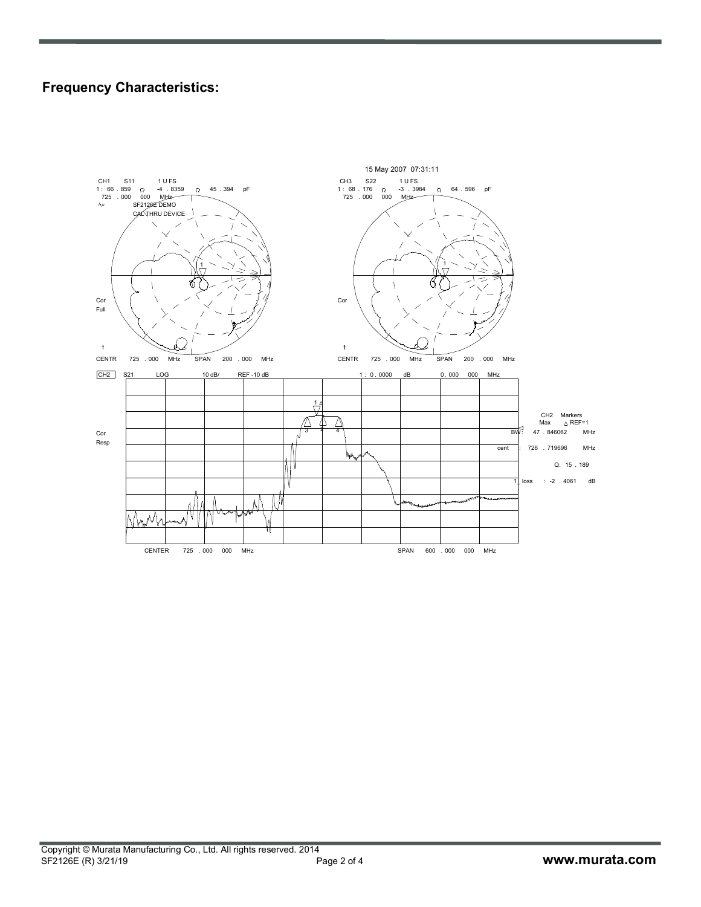## Frequency Characteristics:

15 May 2007 07:31:11

CH1 S11 1 U FS
1 : 66 . 859 Ω -4 . 8359 Ω 45 . 394 pF
725 . 000 000 MHz
SF2126E DEMO
CAL THRU DEVICE

Cor
Full

CENTR 725 . 000 MHz SPAN 200 . 000 MHz

CH3 S22 1 U FS
1 : 68 . 176 Ω -3 . 3984 Ω 64 . 596 pF
725 . 000 000 MHz

Cor

CENTR 725 . 000 MHz SPAN 200 . 000 MHz

CH2 S21 LOG 10 dB/ REF -10 dB 1 : 0 . 0000 dB 0 . 000 000 MHz

Cor
Resp

CH2 Markers
Max △ REF=1
BW: 47 . 846062 MHz
cent : 726 . 719696 MHz
Q: 15 . 189
1_loss : -2 . 4061 dB

CENTER 725 . 000 000 MHz SPAN 600 . 000 000 MHz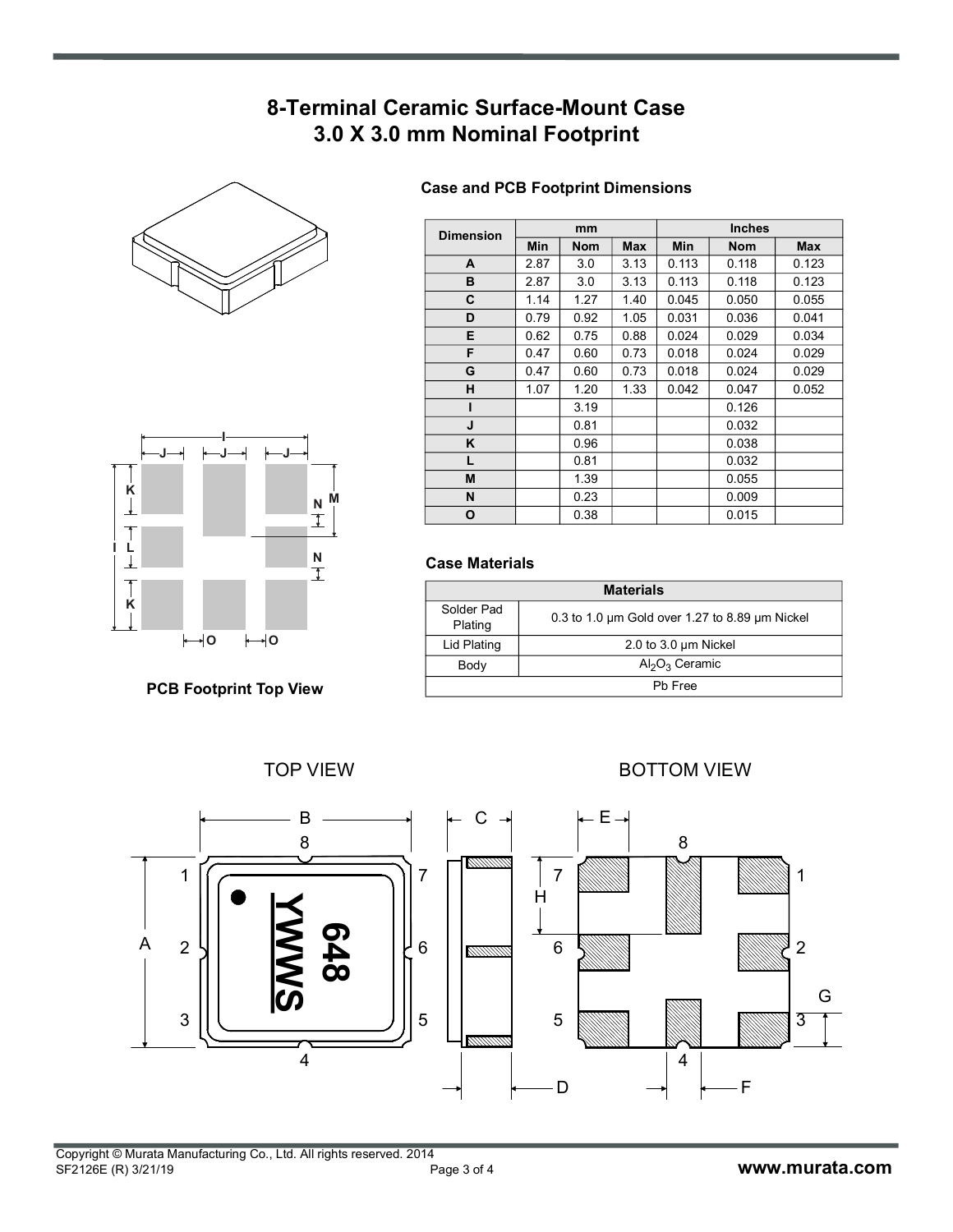# 8-Terminal Ceramic Surface-Mount Case
# 3.0 X 3.0 mm Nominal Footprint

**PCB Footprint Top View**

### Case and PCB Footprint Dimensions

| Dimension | mm | | | Inches | | |
|---|---|---|---|---|---|---|
| | Min | Nom | Max | Min | Nom | Max |
| A | 2.87 | 3.0 | 3.13 | 0.113 | 0.118 | 0.123 |
| B | 2.87 | 3.0 | 3.13 | 0.113 | 0.118 | 0.123 |
| C | 1.14 | 1.27 | 1.40 | 0.045 | 0.050 | 0.055 |
| D | 0.79 | 0.92 | 1.05 | 0.031 | 0.036 | 0.041 |
| E | 0.62 | 0.75 | 0.88 | 0.024 | 0.029 | 0.034 |
| F | 0.47 | 0.60 | 0.73 | 0.018 | 0.024 | 0.029 |
| G | 0.47 | 0.60 | 0.73 | 0.018 | 0.024 | 0.029 |
| H | 1.07 | 1.20 | 1.33 | 0.042 | 0.047 | 0.052 |
| I | | 3.19 | | | 0.126 | |
| J | | 0.81 | | | 0.032 | |
| K | | 0.96 | | | 0.038 | |
| L | | 0.81 | | | 0.032 | |
| M | | 1.39 | | | 0.055 | |
| N | | 0.23 | | | 0.009 | |
| O | | 0.38 | | | 0.015 | |

### Case Materials

| Materials | |
|---|---|
| Solder Pad Plating | 0.3 to 1.0 µm Gold over 1.27 to 8.89 µm Nickel |
| Lid Plating | 2.0 to 3.0 µm Nickel |
| Body | $Al_2O_3$ Ceramic |
| Pb Free | |

TOP VIEW

BOTTOM VIEW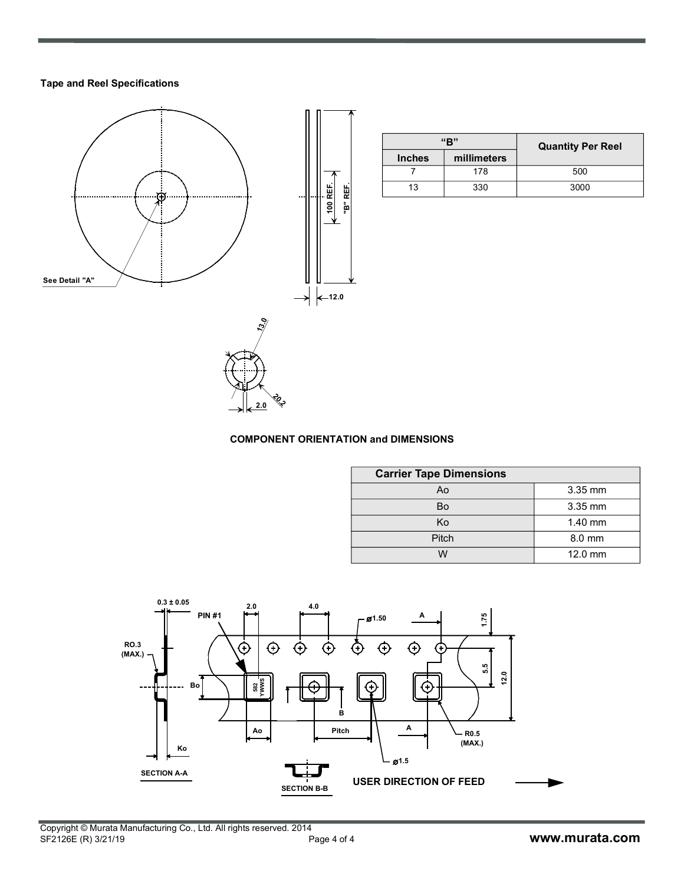### Tape and Reel Specifications

| "B" | | Quantity Per Reel |
|---|---|---|
| Inches | millimeters | |
| 7 | 178 | 500 |
| 13 | 330 | 3000 |

### COMPONENT ORIENTATION and DIMENSIONS

| Carrier Tape Dimensions | |
|---|---|
| Ao | 3.35 mm |
| Bo | 3.35 mm |
| Ko | 1.40 mm |
| Pitch | 8.0 mm |
| W | 12.0 mm |

USER DIRECTION OF FEED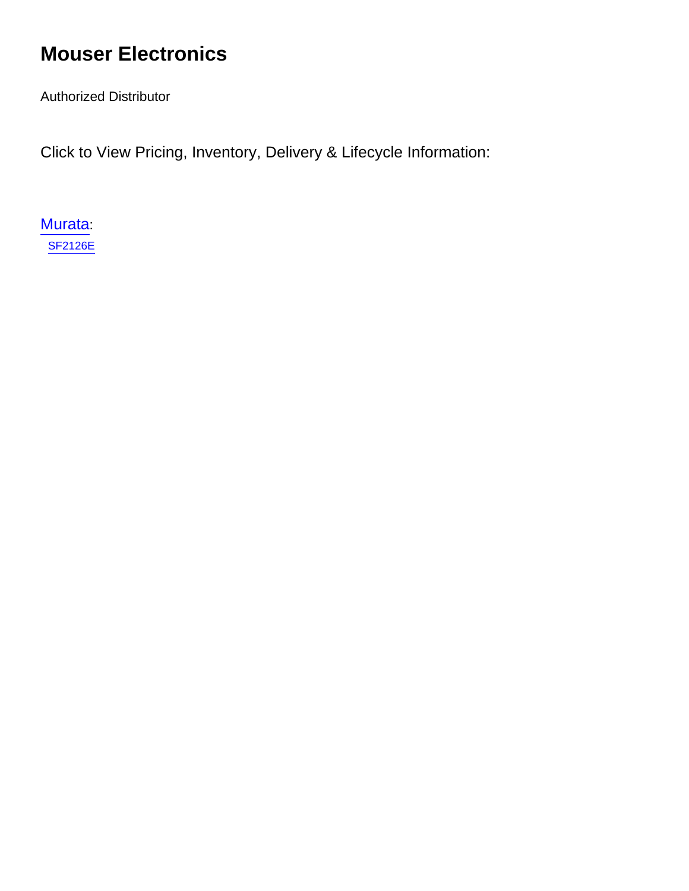# Mouser Electronics

Authorized Distributor

Click to View Pricing, Inventory, Delivery & Lifecycle Information:

Murata:

SF2126E